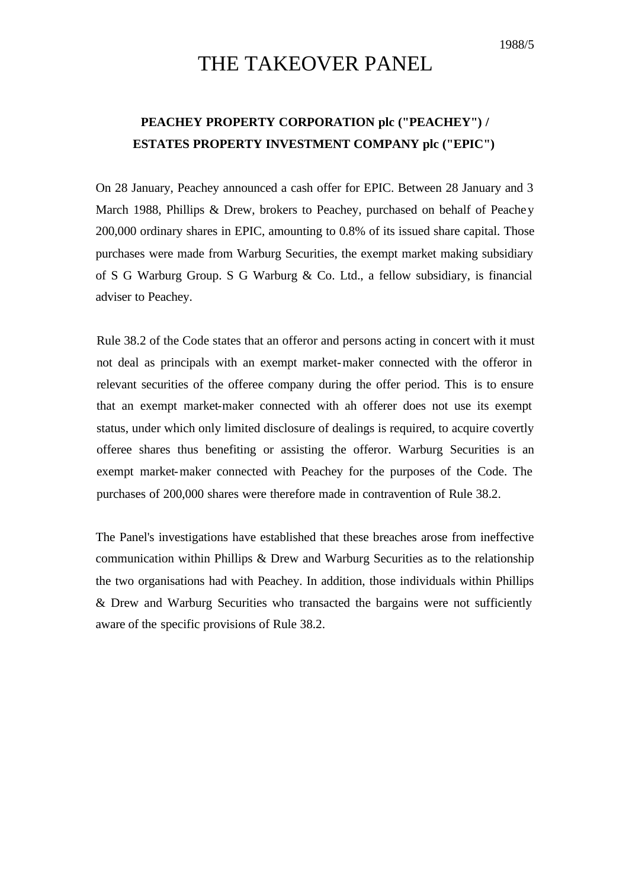1988/5

# THE TAKEOVER PANEL

**PEACHEY PROPERTY CORPORATION plc ("PEACHEY") / ESTATES PROPERTY INVESTMENT COMPANY plc ("EPIC")**

On 28 January, Peachey announced a cash offer for EPIC. Between 28 January and 3 March 1988, Phillips & Drew, brokers to Peachey, purchased on behalf of Peachey 200,000 ordinary shares in EPIC, amounting to 0.8% of its issued share capital. Those purchases were made from Warburg Securities, the exempt market making subsidiary of S G Warburg Group. S G Warburg & Co. Ltd., a fellow subsidiary, is financial adviser to Peachey.

Rule 38.2 of the Code states that an offeror and persons acting in concert with it must not deal as principals with an exempt market-maker connected with the offeror in relevant securities of the offeree company during the offer period. This is to ensure that an exempt market-maker connected with ah offerer does not use its exempt status, under which only limited disclosure of dealings is required, to acquire covertly offeree shares thus benefiting or assisting the offeror. Warburg Securities is an exempt market-maker connected with Peachey for the purposes of the Code. The purchases of 200,000 shares were therefore made in contravention of Rule 38.2.

The Panel's investigations have established that these breaches arose from ineffective communication within Phillips & Drew and Warburg Securities as to the relationship the two organisations had with Peachey. In addition, those individuals within Phillips & Drew and Warburg Securities who transacted the bargains were not sufficiently aware of the specific provisions of Rule 38.2.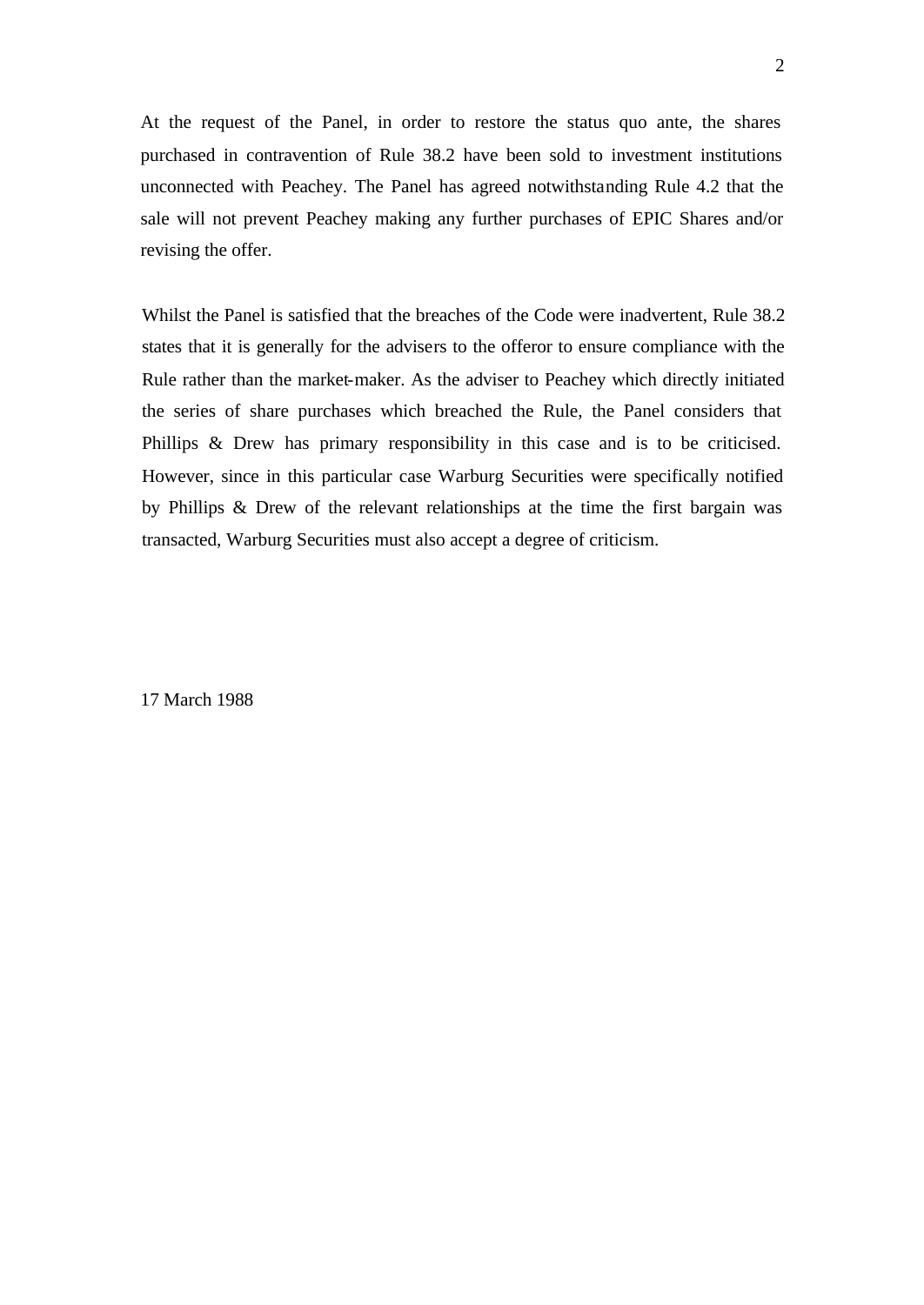At the request of the Panel, in order to restore the status quo ante, the shares purchased in contravention of Rule 38.2 have been sold to investment institutions unconnected with Peachey. The Panel has agreed notwithstanding Rule 4.2 that the sale will not prevent Peachey making any further purchases of EPIC Shares and/or revising the offer.

Whilst the Panel is satisfied that the breaches of the Code were inadvertent, Rule 38.2 states that it is generally for the advisers to the offeror to ensure compliance with the Rule rather than the market-maker. As the adviser to Peachey which directly initiated the series of share purchases which breached the Rule, the Panel considers that Phillips & Drew has primary responsibility in this case and is to be criticised. However, since in this particular case Warburg Securities were specifically notified by Phillips & Drew of the relevant relationships at the time the first bargain was transacted, Warburg Securities must also accept a degree of criticism.

17 March 1988